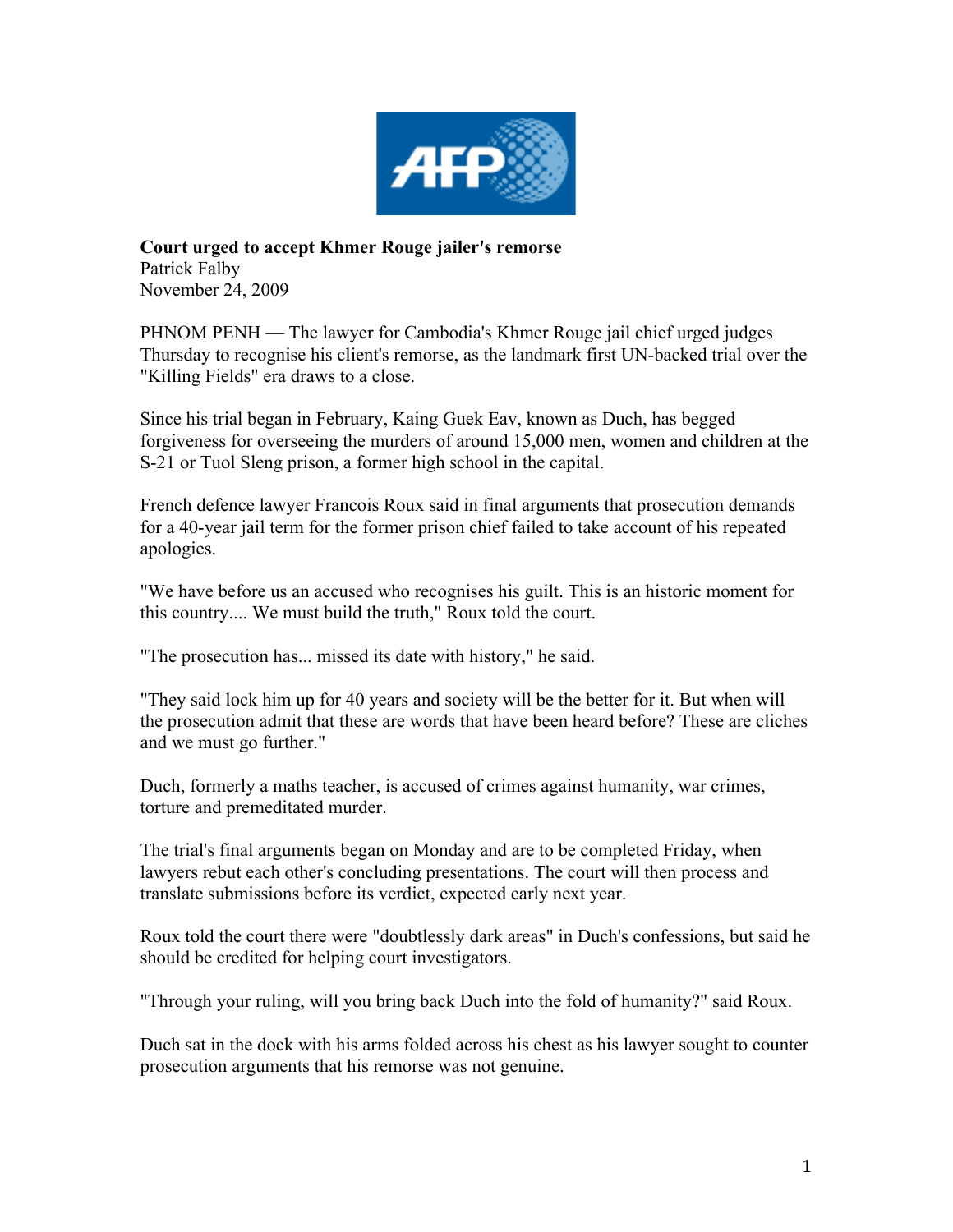**Court urged to accept Khmer Rouge jailer's remorse**
Patrick Falby
November 24, 2009

PHNOM PENH — The lawyer for Cambodia's Khmer Rouge jail chief urged judges Thursday to recognise his client's remorse, as the landmark first UN-backed trial over the "Killing Fields" era draws to a close.

Since his trial began in February, Kaing Guek Eav, known as Duch, has begged forgiveness for overseeing the murders of around 15,000 men, women and children at the S-21 or Tuol Sleng prison, a former high school in the capital.

French defence lawyer Francois Roux said in final arguments that prosecution demands for a 40-year jail term for the former prison chief failed to take account of his repeated apologies.

"We have before us an accused who recognises his guilt. This is an historic moment for this country.... We must build the truth," Roux told the court.

"The prosecution has... missed its date with history," he said.

"They said lock him up for 40 years and society will be the better for it. But when will the prosecution admit that these are words that have been heard before? These are cliches and we must go further."

Duch, formerly a maths teacher, is accused of crimes against humanity, war crimes, torture and premeditated murder.

The trial's final arguments began on Monday and are to be completed Friday, when lawyers rebut each other's concluding presentations. The court will then process and translate submissions before its verdict, expected early next year.

Roux told the court there were "doubtlessly dark areas" in Duch's confessions, but said he should be credited for helping court investigators.

"Through your ruling, will you bring back Duch into the fold of humanity?" said Roux.

Duch sat in the dock with his arms folded across his chest as his lawyer sought to counter prosecution arguments that his remorse was not genuine.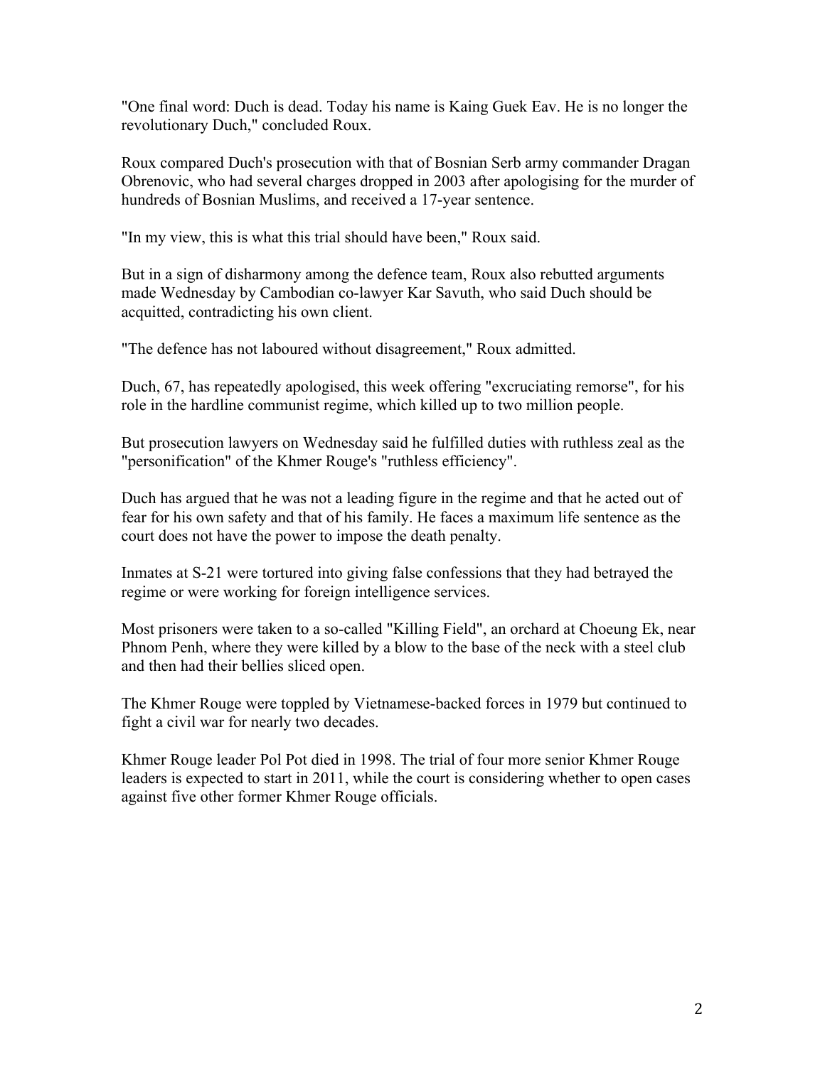"One final word: Duch is dead. Today his name is Kaing Guek Eav. He is no longer the revolutionary Duch," concluded Roux.

Roux compared Duch's prosecution with that of Bosnian Serb army commander Dragan Obrenovic, who had several charges dropped in 2003 after apologising for the murder of hundreds of Bosnian Muslims, and received a 17-year sentence.

"In my view, this is what this trial should have been," Roux said.

But in a sign of disharmony among the defence team, Roux also rebutted arguments made Wednesday by Cambodian co-lawyer Kar Savuth, who said Duch should be acquitted, contradicting his own client.

"The defence has not laboured without disagreement," Roux admitted.

Duch, 67, has repeatedly apologised, this week offering "excruciating remorse", for his role in the hardline communist regime, which killed up to two million people.

But prosecution lawyers on Wednesday said he fulfilled duties with ruthless zeal as the "personification" of the Khmer Rouge's "ruthless efficiency".

Duch has argued that he was not a leading figure in the regime and that he acted out of fear for his own safety and that of his family. He faces a maximum life sentence as the court does not have the power to impose the death penalty.

Inmates at S-21 were tortured into giving false confessions that they had betrayed the regime or were working for foreign intelligence services.

Most prisoners were taken to a so-called "Killing Field", an orchard at Choeung Ek, near Phnom Penh, where they were killed by a blow to the base of the neck with a steel club and then had their bellies sliced open.

The Khmer Rouge were toppled by Vietnamese-backed forces in 1979 but continued to fight a civil war for nearly two decades.

Khmer Rouge leader Pol Pot died in 1998. The trial of four more senior Khmer Rouge leaders is expected to start in 2011, while the court is considering whether to open cases against five other former Khmer Rouge officials.